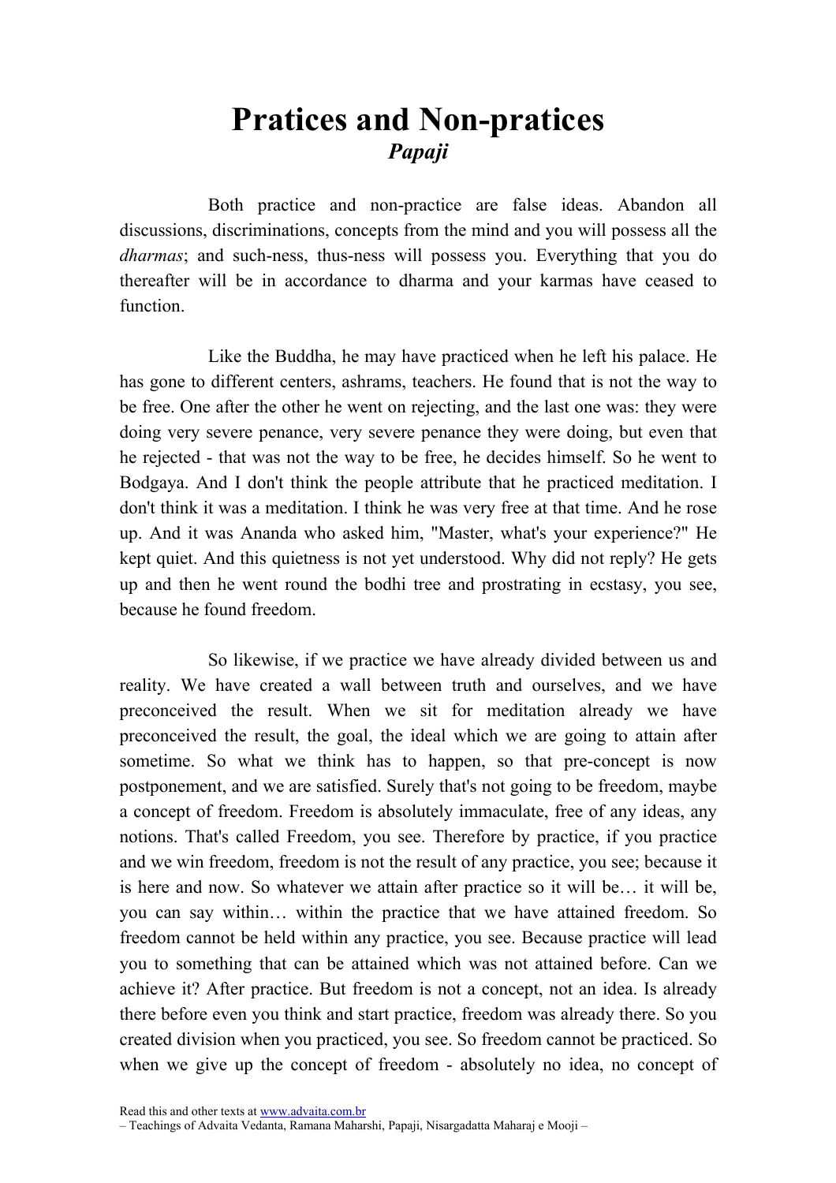# Pratices and Non-pratices

***Papaji***

Both practice and non-practice are false ideas. Abandon all discussions, discriminations, concepts from the mind and you will possess all the *dharmas*; and such-ness, thus-ness will possess you. Everything that you do thereafter will be in accordance to dharma and your karmas have ceased to function.

Like the Buddha, he may have practiced when he left his palace. He has gone to different centers, ashrams, teachers. He found that is not the way to be free. One after the other he went on rejecting, and the last one was: they were doing very severe penance, very severe penance they were doing, but even that he rejected - that was not the way to be free, he decides himself. So he went to Bodgaya. And I don't think the people attribute that he practiced meditation. I don't think it was a meditation. I think he was very free at that time. And he rose up. And it was Ananda who asked him, "Master, what's your experience?" He kept quiet. And this quietness is not yet understood. Why did not reply? He gets up and then he went round the bodhi tree and prostrating in ecstasy, you see, because he found freedom.

So likewise, if we practice we have already divided between us and reality. We have created a wall between truth and ourselves, and we have preconceived the result. When we sit for meditation already we have preconceived the result, the goal, the ideal which we are going to attain after sometime. So what we think has to happen, so that pre-concept is now postponement, and we are satisfied. Surely that's not going to be freedom, maybe a concept of freedom. Freedom is absolutely immaculate, free of any ideas, any notions. That's called Freedom, you see. Therefore by practice, if you practice and we win freedom, freedom is not the result of any practice, you see; because it is here and now. So whatever we attain after practice so it will be… it will be, you can say within… within the practice that we have attained freedom. So freedom cannot be held within any practice, you see. Because practice will lead you to something that can be attained which was not attained before. Can we achieve it? After practice. But freedom is not a concept, not an idea. Is already there before even you think and start practice, freedom was already there. So you created division when you practiced, you see. So freedom cannot be practiced. So when we give up the concept of freedom - absolutely no idea, no concept of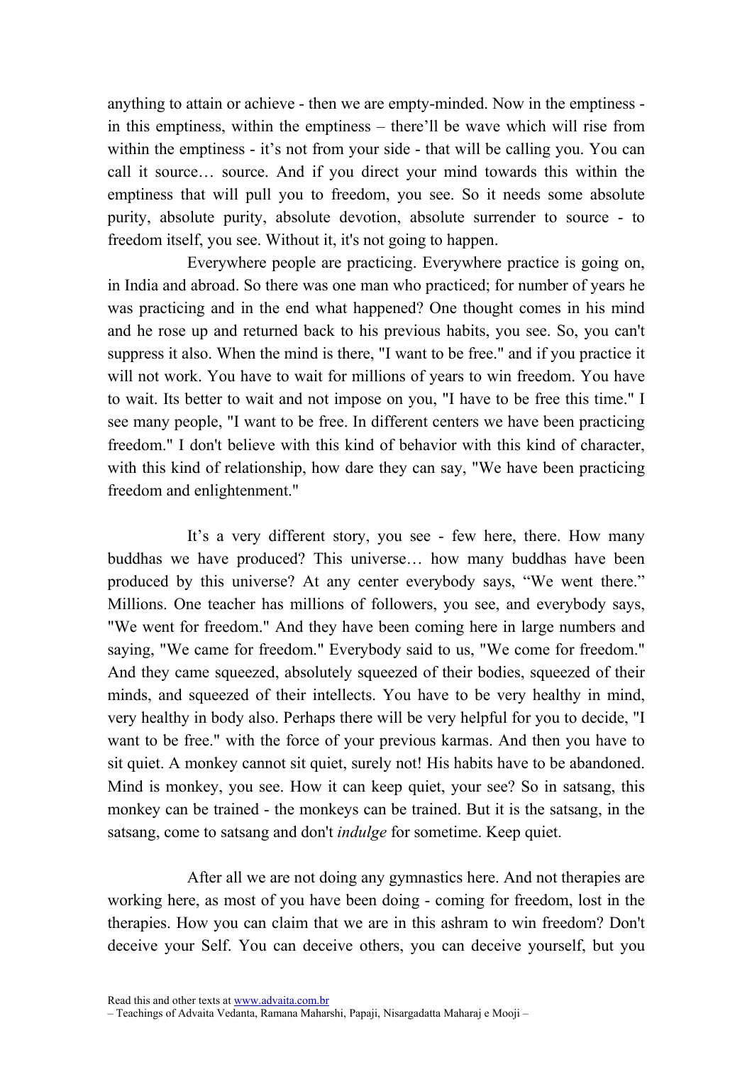anything to attain or achieve - then we are empty-minded. Now in the emptiness - in this emptiness, within the emptiness – there'll be wave which will rise from within the emptiness - it's not from your side - that will be calling you. You can call it source… source. And if you direct your mind towards this within the emptiness that will pull you to freedom, you see. So it needs some absolute purity, absolute purity, absolute devotion, absolute surrender to source - to freedom itself, you see. Without it, it's not going to happen.

Everywhere people are practicing. Everywhere practice is going on, in India and abroad. So there was one man who practiced; for number of years he was practicing and in the end what happened? One thought comes in his mind and he rose up and returned back to his previous habits, you see. So, you can't suppress it also. When the mind is there, "I want to be free." and if you practice it will not work. You have to wait for millions of years to win freedom. You have to wait. Its better to wait and not impose on you, "I have to be free this time." I see many people, "I want to be free. In different centers we have been practicing freedom." I don't believe with this kind of behavior with this kind of character, with this kind of relationship, how dare they can say, "We have been practicing freedom and enlightenment."

It's a very different story, you see - few here, there. How many buddhas we have produced? This universe… how many buddhas have been produced by this universe? At any center everybody says, "We went there." Millions. One teacher has millions of followers, you see, and everybody says, "We went for freedom." And they have been coming here in large numbers and saying, "We came for freedom." Everybody said to us, "We come for freedom." And they came squeezed, absolutely squeezed of their bodies, squeezed of their minds, and squeezed of their intellects. You have to be very healthy in mind, very healthy in body also. Perhaps there will be very helpful for you to decide, "I want to be free." with the force of your previous karmas. And then you have to sit quiet. A monkey cannot sit quiet, surely not! His habits have to be abandoned. Mind is monkey, you see. How it can keep quiet, your see? So in satsang, this monkey can be trained - the monkeys can be trained. But it is the satsang, in the satsang, come to satsang and don't *indulge* for sometime. Keep quiet.

After all we are not doing any gymnastics here. And not therapies are working here, as most of you have been doing - coming for freedom, lost in the therapies. How you can claim that we are in this ashram to win freedom? Don't deceive your Self. You can deceive others, you can deceive yourself, but you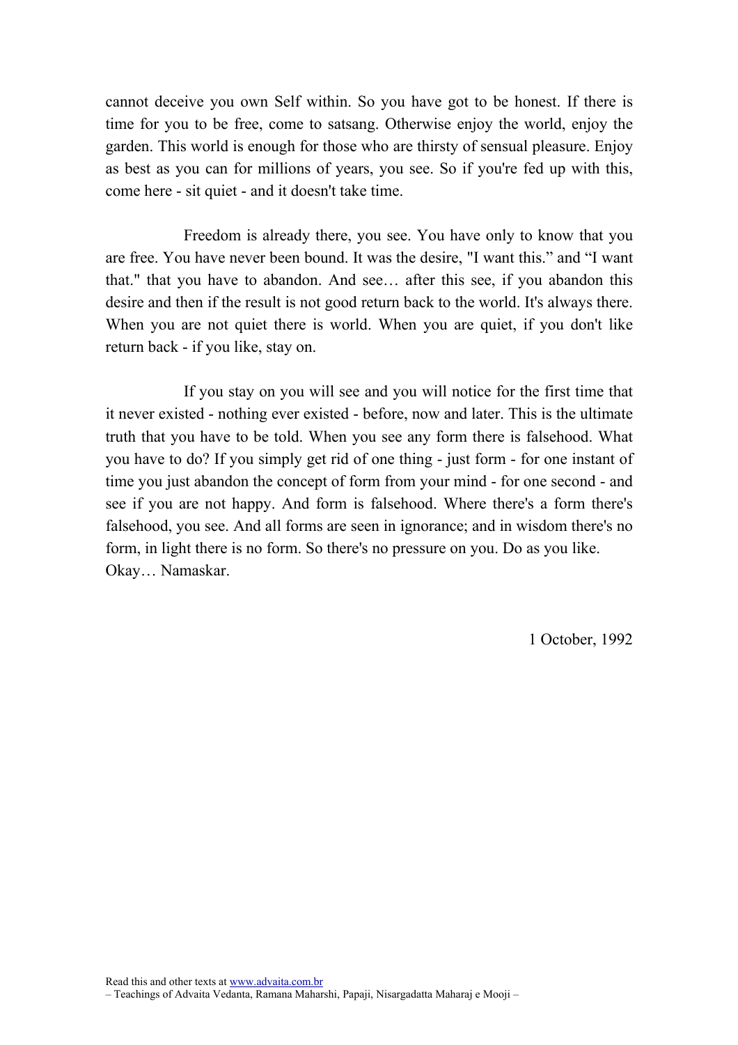cannot deceive you own Self within. So you have got to be honest. If there is time for you to be free, come to satsang. Otherwise enjoy the world, enjoy the garden. This world is enough for those who are thirsty of sensual pleasure. Enjoy as best as you can for millions of years, you see. So if you're fed up with this, come here - sit quiet - and it doesn't take time.

Freedom is already there, you see. You have only to know that you are free. You have never been bound. It was the desire, "I want this." and "I want that." that you have to abandon. And see… after this see, if you abandon this desire and then if the result is not good return back to the world. It's always there. When you are not quiet there is world. When you are quiet, if you don't like return back - if you like, stay on.

If you stay on you will see and you will notice for the first time that it never existed - nothing ever existed - before, now and later. This is the ultimate truth that you have to be told. When you see any form there is falsehood. What you have to do? If you simply get rid of one thing - just form - for one instant of time you just abandon the concept of form from your mind - for one second - and see if you are not happy. And form is falsehood. Where there's a form there's falsehood, you see. And all forms are seen in ignorance; and in wisdom there's no form, in light there is no form. So there's no pressure on you. Do as you like.
Okay… Namaskar.

1 October, 1992